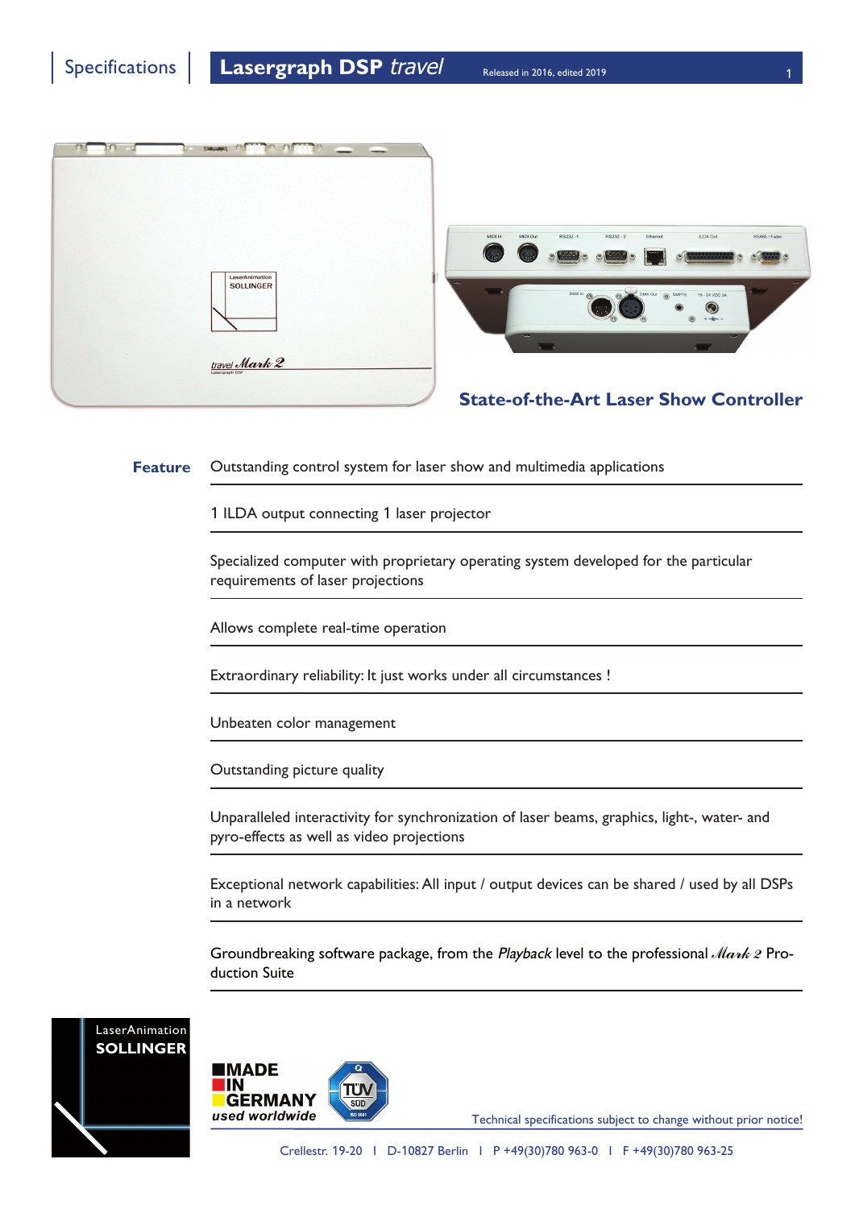# Specifications | Lasergraph DSP *travel*

Released in 2016, edited 2019

## State-of-the-Art Laser Show Controller

| **Feature** | |
|---|---|
| | Outstanding control system for laser show and multimedia applications |
| | 1 ILDA output connecting 1 laser projector |
| | Specialized computer with proprietary operating system developed for the particular requirements of laser projections |
| | Allows complete real-time operation |
| | Extraordinary reliability: It just works under all circumstances ! |
| | Unbeaten color management |
| | Outstanding picture quality |
| | Unparalleled interactivity for synchronization of laser beams, graphics, light-, water- and pyro-effects as well as video projections |
| | Exceptional network capabilities: All input / output devices can be shared / used by all DSPs in a network |
| | Groundbreaking software package, from the *Playback* level to the professional *Mark 2* Production Suite |

LaserAnimation SOLLINGER

MADE IN GERMANY *used worldwide*

Technical specifications subject to change without prior notice!

Crellestr. 19-20 I D-10827 Berlin I P +49(30)780 963-0 I F +49(30)780 963-25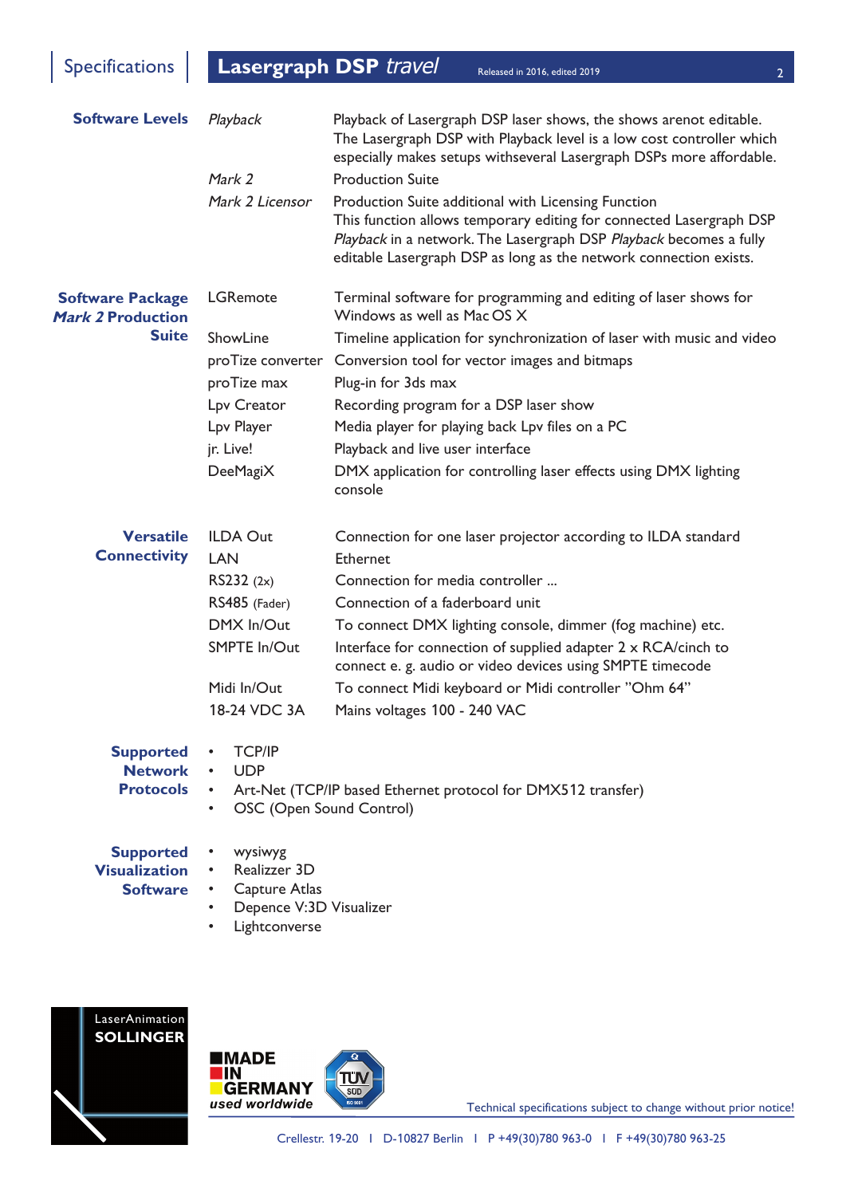# Specifications — Lasergraph DSP *travel*

Released in 2016, edited 2019

## Software Levels

| | |
|---|---|
| *Playback* | Playback of Lasergraph DSP laser shows, the shows arenot editable. The Lasergraph DSP with Playback level is a low cost controller which especially makes setups withseveral Lasergraph DSPs more affordable. |
| *Mark 2* | Production Suite |
| *Mark 2 Licensor* | Production Suite additional with Licensing Function. This function allows temporary editing for connected Lasergraph DSP *Playback* in a network. The Lasergraph DSP *Playback* becomes a fully editable Lasergraph DSP as long as the network connection exists. |

## Software Package *Mark 2* Production Suite

| | |
|---|---|
| LGRemote | Terminal software for programming and editing of laser shows for Windows as well as Mac OS X |
| ShowLine | Timeline application for synchronization of laser with music and video |
| proTize converter | Conversion tool for vector images and bitmaps |
| proTize max | Plug-in for 3ds max |
| Lpv Creator | Recording program for a DSP laser show |
| Lpv Player | Media player for playing back Lpv files on a PC |
| jr. Live! | Playback and live user interface |
| DeeMagiX | DMX application for controlling laser effects using DMX lighting console |

## Versatile Connectivity

| | |
|---|---|
| ILDA Out | Connection for one laser projector according to ILDA standard |
| LAN | Ethernet |
| RS232 (2x) | Connection for media controller ... |
| RS485 (Fader) | Connection of a faderboard unit |
| DMX In/Out | To connect DMX lighting console, dimmer (fog machine) etc. |
| SMPTE In/Out | Interface for connection of supplied adapter 2 x RCA/cinch to connect e. g. audio or video devices using SMPTE timecode |
| Midi In/Out | To connect Midi keyboard or Midi controller "Ohm 64" |
| 18-24 VDC 3A | Mains voltages 100 - 240 VAC |

## Supported Network Protocols

- TCP/IP
- UDP
- Art-Net (TCP/IP based Ethernet protocol for DMX512 transfer)
- OSC (Open Sound Control)

## Supported Visualization Software

- wysiwyg
- Realizzer 3D
- Capture Atlas
- Depence V:3D Visualizer
- Lightconverse

LaserAnimation SOLLINGER

MADE IN GERMANY used worldwide

Technical specifications subject to change without prior notice!

Crellestr. 19-20 | D-10827 Berlin | P +49(30)780 963-0 | F +49(30)780 963-25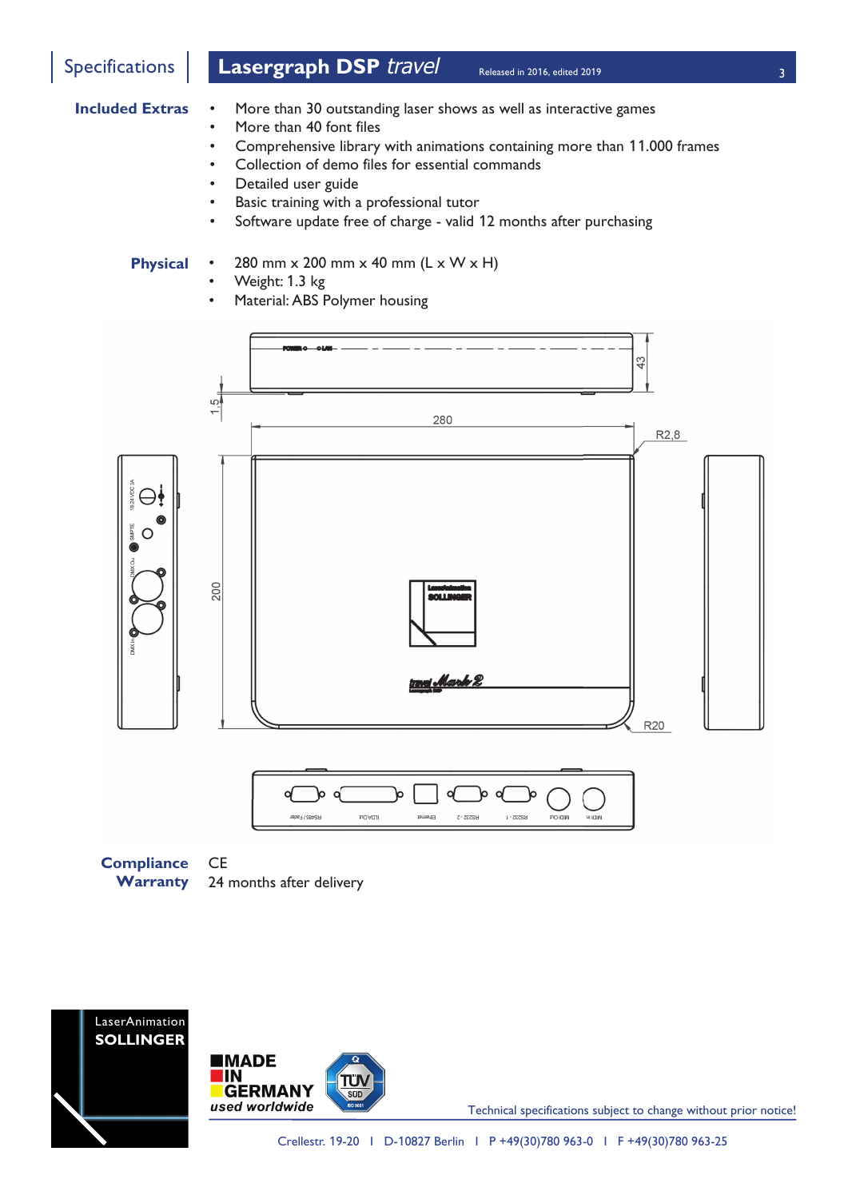## Specifications

# Lasergraph DSP *travel*

Released in 2016, edited 2019

**Included Extras**

- More than 30 outstanding laser shows as well as interactive games
- More than 40 font files
- Comprehensive library with animations containing more than 11.000 frames
- Collection of demo files for essential commands
- Detailed user guide
- Basic training with a professional tutor
- Software update free of charge - valid 12 months after purchasing

**Physical**

- 280 mm x 200 mm x 40 mm (L x W x H)
- Weight: 1.3 kg
- Material: ABS Polymer housing

POWER LAN
43
1,5
280
R2,8
200
R20
18-24 VDC 3A
SMPTE
DMX Out
DMX In
LaserAnimation SOLLINGER
travel Mark 2
RS485 / Fader
ILDA OUT
Ethernet
RS232 - 2
RS232 - 1
MIDI Out
MIDI In

**Compliance** CE

**Warranty** 24 months after delivery

LaserAnimation SOLLINGER

MADE IN GERMANY used worldwide

TÜV SÜD ISO 9001

Technical specifications subject to change without prior notice!

Crellestr. 19-20 I D-10827 Berlin I P +49(30)780 963-0 I F +49(30)780 963-25